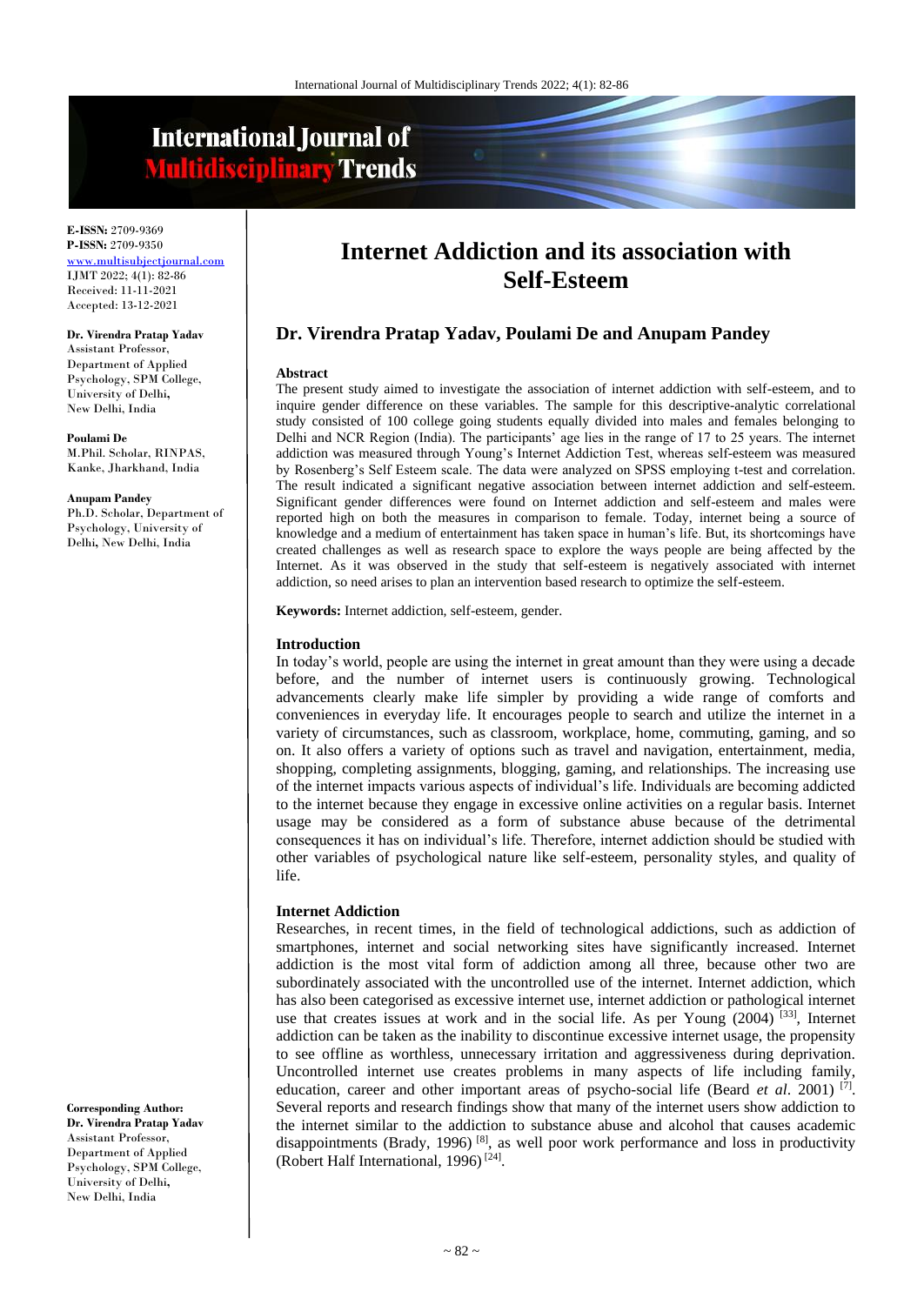# Internet Addiction and its association with Self-Esteem

**Dr. Virendra Pratap Yadav, Poulami De and Anupam Pandey**

**E-ISSN:** 2709-9369
**P-ISSN:** 2709-9350
www.multisubjectjournal.com
IJMT 2022; 4(1): 82-86
Received: 11-11-2021
Accepted: 13-12-2021

**Dr. Virendra Pratap Yadav**
Assistant Professor, Department of Applied Psychology, SPM College, University of Delhi, New Delhi, India

**Poulami De**
M.Phil. Scholar, RINPAS, Kanke, Jharkhand, India

**Anupam Pandey**
Ph.D. Scholar, Department of Psychology, University of Delhi, New Delhi, India

**Corresponding Author:**
**Dr. Virendra Pratap Yadav**
Assistant Professor, Department of Applied Psychology, SPM College, University of Delhi, New Delhi, India

## Abstract

The present study aimed to investigate the association of internet addiction with self-esteem, and to inquire gender difference on these variables. The sample for this descriptive-analytic correlational study consisted of 100 college going students equally divided into males and females belonging to Delhi and NCR Region (India). The participants' age lies in the range of 17 to 25 years. The internet addiction was measured through Young's Internet Addiction Test, whereas self-esteem was measured by Rosenberg's Self Esteem scale. The data were analyzed on SPSS employing t-test and correlation. The result indicated a significant negative association between internet addiction and self-esteem. Significant gender differences were found on Internet addiction and self-esteem and males were reported high on both the measures in comparison to female. Today, internet being a source of knowledge and a medium of entertainment has taken space in human's life. But, its shortcomings have created challenges as well as research space to explore the ways people are being affected by the Internet. As it was observed in the study that self-esteem is negatively associated with internet addiction, so need arises to plan an intervention based research to optimize the self-esteem.

**Keywords:** Internet addiction, self-esteem, gender.

## Introduction

In today's world, people are using the internet in great amount than they were using a decade before, and the number of internet users is continuously growing. Technological advancements clearly make life simpler by providing a wide range of comforts and conveniences in everyday life. It encourages people to search and utilize the internet in a variety of circumstances, such as classroom, workplace, home, commuting, gaming, and so on. It also offers a variety of options such as travel and navigation, entertainment, media, shopping, completing assignments, blogging, gaming, and relationships. The increasing use of the internet impacts various aspects of individual's life. Individuals are becoming addicted to the internet because they engage in excessive online activities on a regular basis. Internet usage may be considered as a form of substance abuse because of the detrimental consequences it has on individual's life. Therefore, internet addiction should be studied with other variables of psychological nature like self-esteem, personality styles, and quality of life.

### Internet Addiction

Researches, in recent times, in the field of technological addictions, such as addiction of smartphones, internet and social networking sites have significantly increased. Internet addiction is the most vital form of addiction among all three, because other two are subordinately associated with the uncontrolled use of the internet. Internet addiction, which has also been categorised as excessive internet use, internet addiction or pathological internet use that creates issues at work and in the social life. As per Young (2004) [33], Internet addiction can be taken as the inability to discontinue excessive internet usage, the propensity to see offline as worthless, unnecessary irritation and aggressiveness during deprivation. Uncontrolled internet use creates problems in many aspects of life including family, education, career and other important areas of psycho-social life (Beard *et al*. 2001) [7]. Several reports and research findings show that many of the internet users show addiction to the internet similar to the addiction to substance abuse and alcohol that causes academic disappointments (Brady, 1996) [8], as well poor work performance and loss in productivity (Robert Half International, 1996) [24].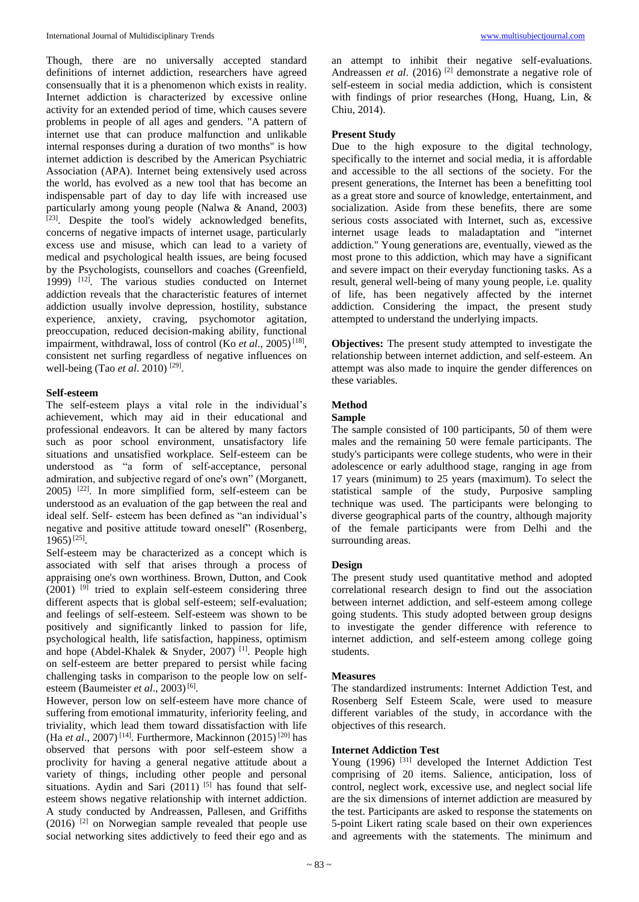Though, there are no universally accepted standard definitions of internet addiction, researchers have agreed consensually that it is a phenomenon which exists in reality. Internet addiction is characterized by excessive online activity for an extended period of time, which causes severe problems in people of all ages and genders. "A pattern of internet use that can produce malfunction and unlikable internal responses during a duration of two months" is how internet addiction is described by the American Psychiatric Association (APA). Internet being extensively used across the world, has evolved as a new tool that has become an indispensable part of day to day life with increased use particularly among young people (Nalwa & Anand, 2003) [23]. Despite the tool's widely acknowledged benefits, concerns of negative impacts of internet usage, particularly excess use and misuse, which can lead to a variety of medical and psychological health issues, are being focused by the Psychologists, counsellors and coaches (Greenfield, 1999) [12]. The various studies conducted on Internet addiction reveals that the characteristic features of internet addiction usually involve depression, hostility, substance experience, anxiety, craving, psychomotor agitation, preoccupation, reduced decision-making ability, functional impairment, withdrawal, loss of control (Ko *et al*., 2005) [18], consistent net surfing regardless of negative influences on well-being (Tao *et al*. 2010) [29].

**Self-esteem**

The self-esteem plays a vital role in the individual's achievement, which may aid in their educational and professional endeavors. It can be altered by many factors such as poor school environment, unsatisfactory life situations and unsatisfied workplace. Self-esteem can be understood as "a form of self-acceptance, personal admiration, and subjective regard of one's own" (Morganett, 2005) [22]. In more simplified form, self-esteem can be understood as an evaluation of the gap between the real and ideal self. Self- esteem has been defined as "an individual's negative and positive attitude toward oneself" (Rosenberg, 1965) [25].

Self-esteem may be characterized as a concept which is associated with self that arises through a process of appraising one's own worthiness. Brown, Dutton, and Cook (2001) [9] tried to explain self-esteem considering three different aspects that is global self-esteem; self-evaluation; and feelings of self-esteem. Self-esteem was shown to be positively and significantly linked to passion for life, psychological health, life satisfaction, happiness, optimism and hope (Abdel-Khalek & Snyder, 2007) [1]. People high on self-esteem are better prepared to persist while facing challenging tasks in comparison to the people low on self-esteem (Baumeister *et al*., 2003) [6].

However, person low on self-esteem have more chance of suffering from emotional immaturity, inferiority feeling, and triviality, which lead them toward dissatisfaction with life (Ha *et al*., 2007) [14]. Furthermore, Mackinnon (2015) [20] has observed that persons with poor self-esteem show a proclivity for having a general negative attitude about a variety of things, including other people and personal situations. Aydin and Sari (2011) [5] has found that self-esteem shows negative relationship with internet addiction. A study conducted by Andreassen, Pallesen, and Griffiths (2016) [2] on Norwegian sample revealed that people use social networking sites addictively to feed their ego and as an attempt to inhibit their negative self-evaluations. Andreassen *et al*. (2016) [2] demonstrate a negative role of self-esteem in social media addiction, which is consistent with findings of prior researches (Hong, Huang, Lin, & Chiu, 2014).

**Present Study**

Due to the high exposure to the digital technology, specifically to the internet and social media, it is affordable and accessible to the all sections of the society. For the present generations, the Internet has been a benefitting tool as a great store and source of knowledge, entertainment, and socialization. Aside from these benefits, there are some serious costs associated with Internet, such as, excessive internet usage leads to maladaptation and "internet addiction." Young generations are, eventually, viewed as the most prone to this addiction, which may have a significant and severe impact on their everyday functioning tasks. As a result, general well-being of many young people, i.e. quality of life, has been negatively affected by the internet addiction. Considering the impact, the present study attempted to understand the underlying impacts.

**Objectives:** The present study attempted to investigate the relationship between internet addiction, and self-esteem. An attempt was also made to inquire the gender differences on these variables.

**Method**

**Sample**

The sample consisted of 100 participants, 50 of them were males and the remaining 50 were female participants. The study's participants were college students, who were in their adolescence or early adulthood stage, ranging in age from 17 years (minimum) to 25 years (maximum). To select the statistical sample of the study, Purposive sampling technique was used. The participants were belonging to diverse geographical parts of the country, although majority of the female participants were from Delhi and the surrounding areas.

**Design**

The present study used quantitative method and adopted correlational research design to find out the association between internet addiction, and self-esteem among college going students. This study adopted between group designs to investigate the gender difference with reference to internet addiction, and self-esteem among college going students.

**Measures**

The standardized instruments: Internet Addiction Test, and Rosenberg Self Esteem Scale, were used to measure different variables of the study, in accordance with the objectives of this research.

**Internet Addiction Test**

Young (1996) [31] developed the Internet Addiction Test comprising of 20 items. Salience, anticipation, loss of control, neglect work, excessive use, and neglect social life are the six dimensions of internet addiction are measured by the test. Participants are asked to response the statements on 5-point Likert rating scale based on their own experiences and agreements with the statements. The minimum and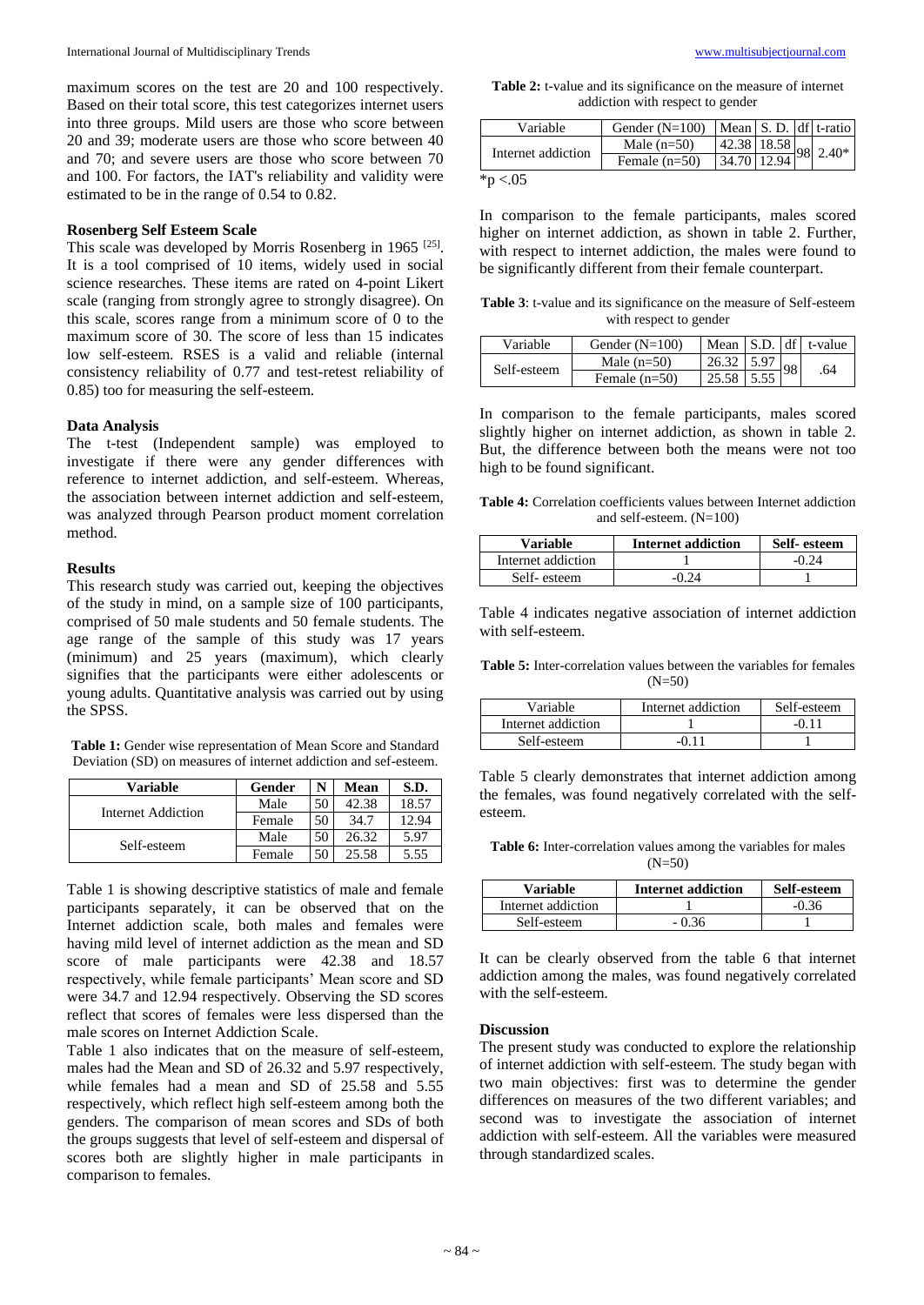maximum scores on the test are 20 and 100 respectively. Based on their total score, this test categorizes internet users into three groups. Mild users are those who score between 20 and 39; moderate users are those who score between 40 and 70; and severe users are those who score between 70 and 100. For factors, the IAT's reliability and validity were estimated to be in the range of 0.54 to 0.82.

### Rosenberg Self Esteem Scale

This scale was developed by Morris Rosenberg in 1965 [25]. It is a tool comprised of 10 items, widely used in social science researches. These items are rated on 4-point Likert scale (ranging from strongly agree to strongly disagree). On this scale, scores range from a minimum score of 0 to the maximum score of 30. The score of less than 15 indicates low self-esteem. RSES is a valid and reliable (internal consistency reliability of 0.77 and test-retest reliability of 0.85) too for measuring the self-esteem.

### Data Analysis

The t-test (Independent sample) was employed to investigate if there were any gender differences with reference to internet addiction, and self-esteem. Whereas, the association between internet addiction and self-esteem, was analyzed through Pearson product moment correlation method.

### Results

This research study was carried out, keeping the objectives of the study in mind, on a sample size of 100 participants, comprised of 50 male students and 50 female students. The age range of the sample of this study was 17 years (minimum) and 25 years (maximum), which clearly signifies that the participants were either adolescents or young adults. Quantitative analysis was carried out by using the SPSS.

**Table 1:** Gender wise representation of Mean Score and Standard Deviation (SD) on measures of internet addiction and sef-esteem.

| Variable | Gender | N | Mean | S.D. |
|---|---|---|---|---|
| Internet Addiction | Male | 50 | 42.38 | 18.57 |
| | Female | 50 | 34.7 | 12.94 |
| Self-esteem | Male | 50 | 26.32 | 5.97 |
| | Female | 50 | 25.58 | 5.55 |

Table 1 is showing descriptive statistics of male and female participants separately, it can be observed that on the Internet addiction scale, both males and females were having mild level of internet addiction as the mean and SD score of male participants were 42.38 and 18.57 respectively, while female participants' Mean score and SD were 34.7 and 12.94 respectively. Observing the SD scores reflect that scores of females were less dispersed than the male scores on Internet Addiction Scale.

Table 1 also indicates that on the measure of self-esteem, males had the Mean and SD of 26.32 and 5.97 respectively, while females had a mean and SD of 25.58 and 5.55 respectively, which reflect high self-esteem among both the genders. The comparison of mean scores and SDs of both the groups suggests that level of self-esteem and dispersal of scores both are slightly higher in male participants in comparison to females.

**Table 2:** t-value and its significance on the measure of internet addiction with respect to gender

| Variable | Gender (N=100) | Mean | S. D. | df | t-ratio |
|---|---|---|---|---|---|
| Internet addiction | Male (n=50) | 42.38 | 18.58 | 98 | 2.40* |
| | Female (n=50) | 34.70 | 12.94 | | |

*p <.05

In comparison to the female participants, males scored higher on internet addiction, as shown in table 2. Further, with respect to internet addiction, the males were found to be significantly different from their female counterpart.

**Table 3**: t-value and its significance on the measure of Self-esteem with respect to gender

| Variable | Gender (N=100) | Mean | S.D. | df | t-value |
|---|---|---|---|---|---|
| Self-esteem | Male (n=50) | 26.32 | 5.97 | 98 | .64 |
| | Female (n=50) | 25.58 | 5.55 | | |

In comparison to the female participants, males scored slightly higher on internet addiction, as shown in table 2. But, the difference between both the means were not too high to be found significant.

**Table 4:** Correlation coefficients values between Internet addiction and self-esteem. (N=100)

| Variable | Internet addiction | Self- esteem |
|---|---|---|
| Internet addiction | 1 | -0.24 |
| Self- esteem | -0.24 | 1 |

Table 4 indicates negative association of internet addiction with self-esteem.

**Table 5:** Inter-correlation values between the variables for females (N=50)

| Variable | Internet addiction | Self-esteem |
|---|---|---|
| Internet addiction | 1 | -0.11 |
| Self-esteem | -0.11 | 1 |

Table 5 clearly demonstrates that internet addiction among the females, was found negatively correlated with the self-esteem.

**Table 6:** Inter-correlation values among the variables for males (N=50)

| Variable | Internet addiction | Self-esteem |
|---|---|---|
| Internet addiction | 1 | -0.36 |
| Self-esteem | - 0.36 | 1 |

It can be clearly observed from the table 6 that internet addiction among the males, was found negatively correlated with the self-esteem.

### Discussion

The present study was conducted to explore the relationship of internet addiction with self-esteem. The study began with two main objectives: first was to determine the gender differences on measures of the two different variables; and second was to investigate the association of internet addiction with self-esteem. All the variables were measured through standardized scales.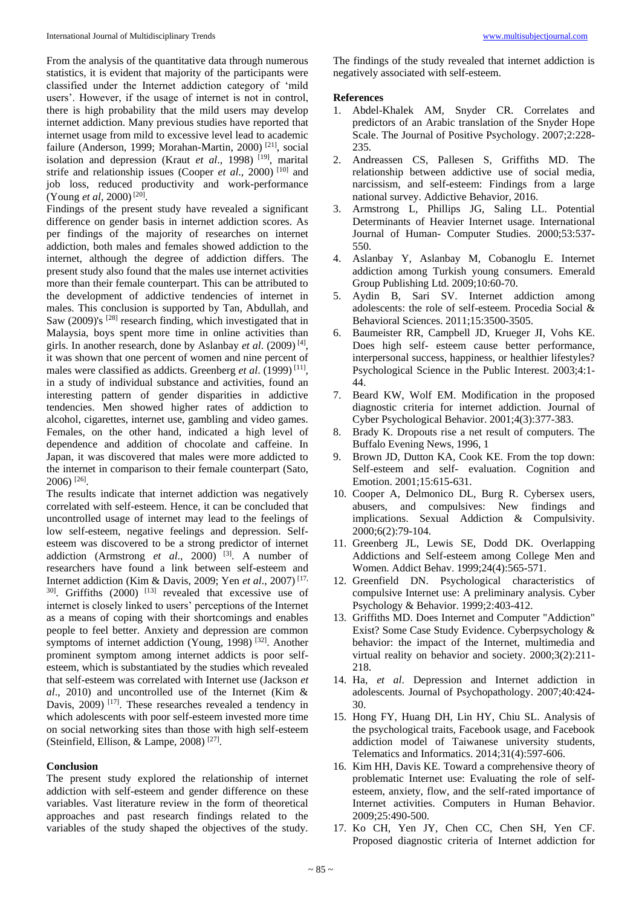From the analysis of the quantitative data through numerous statistics, it is evident that majority of the participants were classified under the Internet addiction category of 'mild users'. However, if the usage of internet is not in control, there is high probability that the mild users may develop internet addiction. Many previous studies have reported that internet usage from mild to excessive level lead to academic failure (Anderson, 1999; Morahan-Martin, 2000) [21], social isolation and depression (Kraut *et al*., 1998) [19], marital strife and relationship issues (Cooper *et al*., 2000) [10] and job loss, reduced productivity and work-performance (Young *et al*, 2000) [20].

Findings of the present study have revealed a significant difference on gender basis in internet addiction scores. As per findings of the majority of researches on internet addiction, both males and females showed addiction to the internet, although the degree of addiction differs. The present study also found that the males use internet activities more than their female counterpart. This can be attributed to the development of addictive tendencies of internet in males. This conclusion is supported by Tan, Abdullah, and Saw (2009)'s [28] research finding, which investigated that in Malaysia, boys spent more time in online activities than girls. In another research, done by Aslanbay *et al*. (2009) [4], it was shown that one percent of women and nine percent of males were classified as addicts. Greenberg *et al*. (1999) [11], in a study of individual substance and activities, found an interesting pattern of gender disparities in addictive tendencies. Men showed higher rates of addiction to alcohol, cigarettes, internet use, gambling and video games. Females, on the other hand, indicated a high level of dependence and addition of chocolate and caffeine. In Japan, it was discovered that males were more addicted to the internet in comparison to their female counterpart (Sato, 2006) [26].

The results indicate that internet addiction was negatively correlated with self-esteem. Hence, it can be concluded that uncontrolled usage of internet may lead to the feelings of low self-esteem, negative feelings and depression. Self-esteem was discovered to be a strong predictor of internet addiction (Armstrong *et al*., 2000) [3]. A number of researchers have found a link between self-esteem and Internet addiction (Kim & Davis, 2009; Yen *et al*., 2007) [17, 30]. Griffiths (2000) [13] revealed that excessive use of internet is closely linked to users' perceptions of the Internet as a means of coping with their shortcomings and enables people to feel better. Anxiety and depression are common symptoms of internet addiction (Young, 1998) [32]. Another prominent symptom among internet addicts is poor self-esteem, which is substantiated by the studies which revealed that self-esteem was correlated with Internet use (Jackson *et al*., 2010) and uncontrolled use of the Internet (Kim & Davis, 2009) [17]. These researches revealed a tendency in which adolescents with poor self-esteem invested more time on social networking sites than those with high self-esteem (Steinfield, Ellison, & Lampe, 2008) [27].

## Conclusion

The present study explored the relationship of internet addiction with self-esteem and gender difference on these variables. Vast literature review in the form of theoretical approaches and past research findings related to the variables of the study shaped the objectives of the study. The findings of the study revealed that internet addiction is negatively associated with self-esteem.

## References

1. Abdel-Khalek AM, Snyder CR. Correlates and predictors of an Arabic translation of the Snyder Hope Scale. The Journal of Positive Psychology. 2007;2:228-235.
2. Andreassen CS, Pallesen S, Griffiths MD. The relationship between addictive use of social media, narcissism, and self-esteem: Findings from a large national survey. Addictive Behavior, 2016.
3. Armstrong L, Phillips JG, Saling LL. Potential Determinants of Heavier Internet usage. International Journal of Human- Computer Studies. 2000;53:537-550.
4. Aslanbay Y, Aslanbay M, Cobanoglu E. Internet addiction among Turkish young consumers. Emerald Group Publishing Ltd. 2009;10:60-70.
5. Aydin B, Sari SV. Internet addiction among adolescents: the role of self-esteem. Procedia Social & Behavioral Sciences. 2011;15:3500-3505.
6. Baumeister RR, Campbell JD, Krueger JI, Vohs KE. Does high self- esteem cause better performance, interpersonal success, happiness, or healthier lifestyles? Psychological Science in the Public Interest. 2003;4:1-44.
7. Beard KW, Wolf EM. Modification in the proposed diagnostic criteria for internet addiction. Journal of Cyber Psychological Behavior. 2001;4(3):377-383.
8. Brady K. Dropouts rise a net result of computers. The Buffalo Evening News, 1996, 1
9. Brown JD, Dutton KA, Cook KE. From the top down: Self-esteem and self- evaluation. Cognition and Emotion. 2001;15:615-631.
10. Cooper A, Delmonico DL, Burg R. Cybersex users, abusers, and compulsives: New findings and implications. Sexual Addiction & Compulsivity. 2000;6(2):79-104.
11. Greenberg JL, Lewis SE, Dodd DK. Overlapping Addictions and Self-esteem among College Men and Women. Addict Behav. 1999;24(4):565-571.
12. Greenfield DN. Psychological characteristics of compulsive Internet use: A preliminary analysis. Cyber Psychology & Behavior. 1999;2:403-412.
13. Griffiths MD. Does Internet and Computer "Addiction" Exist? Some Case Study Evidence. Cyberpsychology & behavior: the impact of the Internet, multimedia and virtual reality on behavior and society. 2000;3(2):211-218.
14. Ha, *et al*. Depression and Internet addiction in adolescents. Journal of Psychopathology. 2007;40:424-30.
15. Hong FY, Huang DH, Lin HY, Chiu SL. Analysis of the psychological traits, Facebook usage, and Facebook addiction model of Taiwanese university students, Telematics and Informatics. 2014;31(4):597-606.
16. Kim HH, Davis KE. Toward a comprehensive theory of problematic Internet use: Evaluating the role of self-esteem, anxiety, flow, and the self-rated importance of Internet activities. Computers in Human Behavior. 2009;25:490-500.
17. Ko CH, Yen JY, Chen CC, Chen SH, Yen CF. Proposed diagnostic criteria of Internet addiction for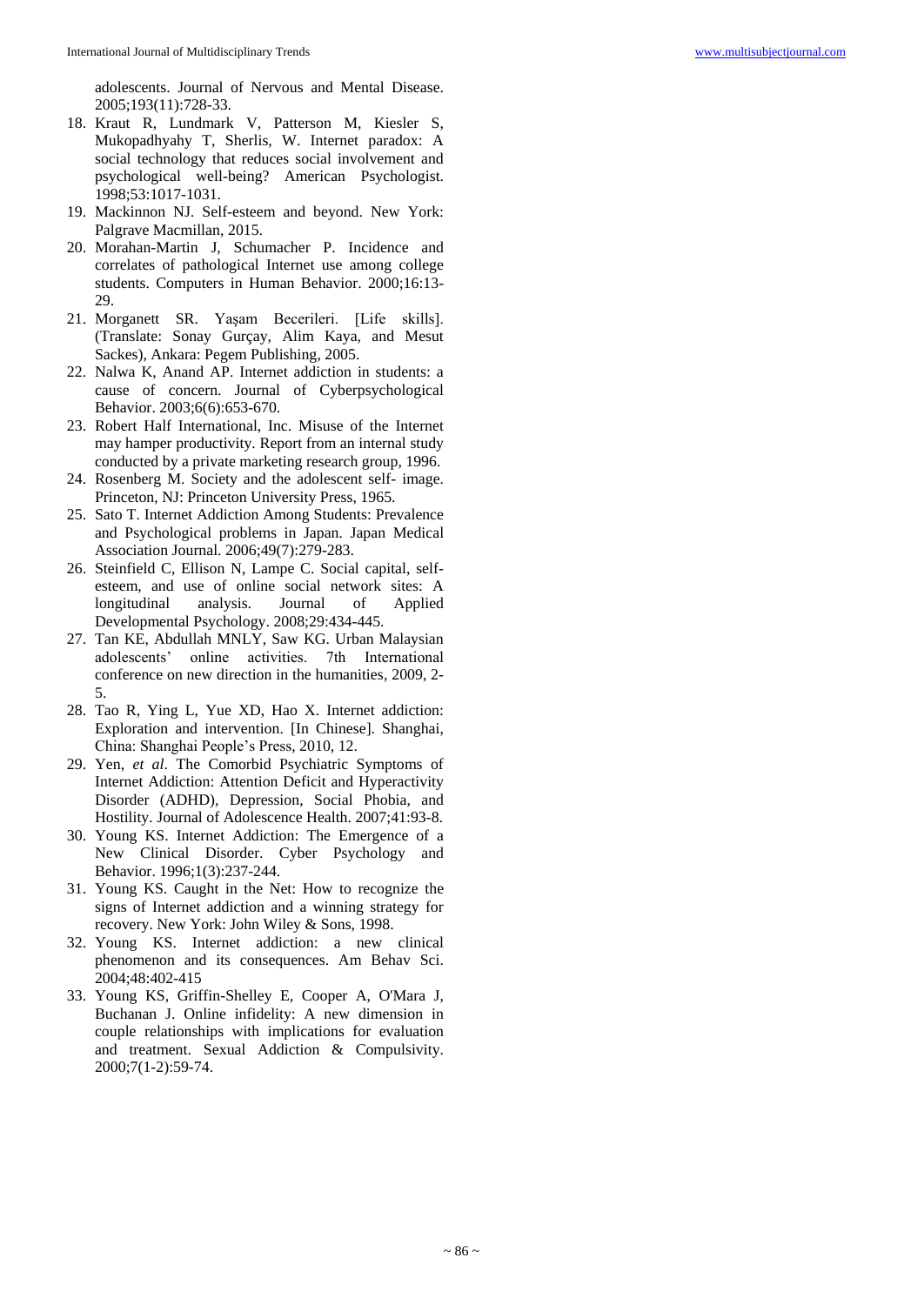adolescents. Journal of Nervous and Mental Disease. 2005;193(11):728-33.

18. Kraut R, Lundmark V, Patterson M, Kiesler S, Mukopadhyahy T, Sherlis, W. Internet paradox: A social technology that reduces social involvement and psychological well-being? American Psychologist. 1998;53:1017-1031.
19. Mackinnon NJ. Self-esteem and beyond. New York: Palgrave Macmillan, 2015.
20. Morahan-Martin J, Schumacher P. Incidence and correlates of pathological Internet use among college students. Computers in Human Behavior. 2000;16:13-29.
21. Morganett SR. Yaşam Becerileri. [Life skills]. (Translate: Sonay Gurçay, Alim Kaya, and Mesut Sackes), Ankara: Pegem Publishing, 2005.
22. Nalwa K, Anand AP. Internet addiction in students: a cause of concern. Journal of Cyberpsychological Behavior. 2003;6(6):653-670.
23. Robert Half International, Inc. Misuse of the Internet may hamper productivity. Report from an internal study conducted by a private marketing research group, 1996.
24. Rosenberg M. Society and the adolescent self- image. Princeton, NJ: Princeton University Press, 1965.
25. Sato T. Internet Addiction Among Students: Prevalence and Psychological problems in Japan. Japan Medical Association Journal. 2006;49(7):279-283.
26. Steinfield C, Ellison N, Lampe C. Social capital, self-esteem, and use of online social network sites: A longitudinal analysis. Journal of Applied Developmental Psychology. 2008;29:434-445.
27. Tan KE, Abdullah MNLY, Saw KG. Urban Malaysian adolescents' online activities. 7th International conference on new direction in the humanities, 2009, 2-5.
28. Tao R, Ying L, Yue XD, Hao X. Internet addiction: Exploration and intervention. [In Chinese]. Shanghai, China: Shanghai People's Press, 2010, 12.
29. Yen, *et al*. The Comorbid Psychiatric Symptoms of Internet Addiction: Attention Deficit and Hyperactivity Disorder (ADHD), Depression, Social Phobia, and Hostility. Journal of Adolescence Health. 2007;41:93-8.
30. Young KS. Internet Addiction: The Emergence of a New Clinical Disorder. Cyber Psychology and Behavior. 1996;1(3):237-244.
31. Young KS. Caught in the Net: How to recognize the signs of Internet addiction and a winning strategy for recovery. New York: John Wiley & Sons, 1998.
32. Young KS. Internet addiction: a new clinical phenomenon and its consequences. Am Behav Sci. 2004;48:402-415
33. Young KS, Griffin-Shelley E, Cooper A, O'Mara J, Buchanan J. Online infidelity: A new dimension in couple relationships with implications for evaluation and treatment. Sexual Addiction & Compulsivity. 2000;7(1-2):59-74.